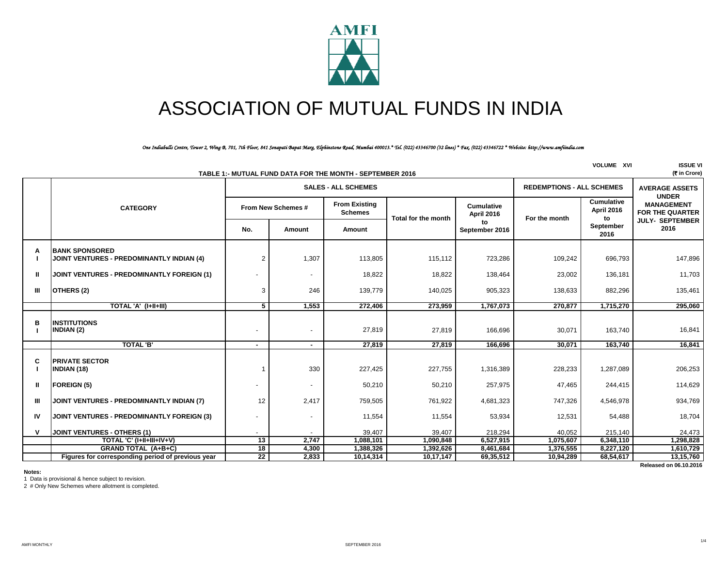# ASSOCIATION OF MUTUAL FUNDS IN INDIA

*One Indiabulls Centre, Tower 2, Wing B, 701, 7th Floor, 841 Senapati Bapat Marg, Elphinstone Road, Mumbai 400013.\* Tel. (022) 43346700 (32 lines) \* Fax, (022) 43346722 \* Website: http://www.amfiindia.com*

VOLUME XVI ISSUE VI

## TABLE 1:- MUTUAL FUND DATA FOR THE MONTH - SEPTEMBER 2016

(₹ in Crore)

| | CATEGORY | SALES - ALL SCHEMES | | | | | REDEMPTIONS - ALL SCHEMES | | AVERAGE ASSETS UNDER MANAGEMENT FOR THE QUARTER JULY- SEPTEMBER 2016 |
|---|---|---|---|---|---|---|---|---|---|
| | | From New Schemes # | | From Existing Schemes | Total for the month | Cumulative April 2016 to September 2016 | For the month | Cumulative April 2016 to September 2016 | |
| | | No. | Amount | Amount | | | | | |
| A | **BANK SPONSORED** | | | | | | | | |
| I | **JOINT VENTURES - PREDOMINANTLY INDIAN (4)** | 2 | 1,307 | 113,805 | 115,112 | 723,286 | 109,242 | 696,793 | 147,896 |
| II | **JOINT VENTURES - PREDOMINANTLY FOREIGN (1)** | - | - | 18,822 | 18,822 | 138,464 | 23,002 | 136,181 | 11,703 |
| III | **OTHERS (2)** | 3 | 246 | 139,779 | 140,025 | 905,323 | 138,633 | 882,296 | 135,461 |
| | **TOTAL 'A' (I+II+III)** | **5** | **1,553** | **272,406** | **273,959** | **1,767,073** | **270,877** | **1,715,270** | **295,060** |
| B | **INSTITUTIONS** | | | | | | | | |
| I | **INDIAN (2)** | - | - | 27,819 | 27,819 | 166,696 | 30,071 | 163,740 | 16,841 |
| | **TOTAL 'B'** | **-** | **-** | **27,819** | **27,819** | **166,696** | **30,071** | **163,740** | **16,841** |
| C | **PRIVATE SECTOR** | | | | | | | | |
| I | **INDIAN (18)** | 1 | 330 | 227,425 | 227,755 | 1,316,389 | 228,233 | 1,287,089 | 206,253 |
| II | **FOREIGN (5)** | - | - | 50,210 | 50,210 | 257,975 | 47,465 | 244,415 | 114,629 |
| III | **JOINT VENTURES - PREDOMINANTLY INDIAN (7)** | 12 | 2,417 | 759,505 | 761,922 | 4,681,323 | 747,326 | 4,546,978 | 934,769 |
| IV | **JOINT VENTURES - PREDOMINANTLY FOREIGN (3)** | - | - | 11,554 | 11,554 | 53,934 | 12,531 | 54,488 | 18,704 |
| V | **JOINT VENTURES - OTHERS (1)** | - | - | 39,407 | 39,407 | 218,294 | 40,052 | 215,140 | 24,473 |
| | **TOTAL 'C' (I+II+III+IV+V)** | **13** | **2,747** | **1,088,101** | **1,090,848** | **6,527,915** | **1,075,607** | **6,348,110** | **1,298,828** |
| | **GRAND TOTAL (A+B+C)** | **18** | **4,300** | **1,388,326** | **1,392,626** | **8,461,684** | **1,376,555** | **8,227,120** | **1,610,729** |
| | **Figures for corresponding period of previous year** | **22** | **2,833** | **10,14,314** | **10,17,147** | **69,35,512** | **10,94,289** | **68,54,617** | **13,15,760** |

**Released on 06.10.2016**

**Notes:**

1 Data is provisional & hence subject to revision.

2 # Only New Schemes where allotment is completed.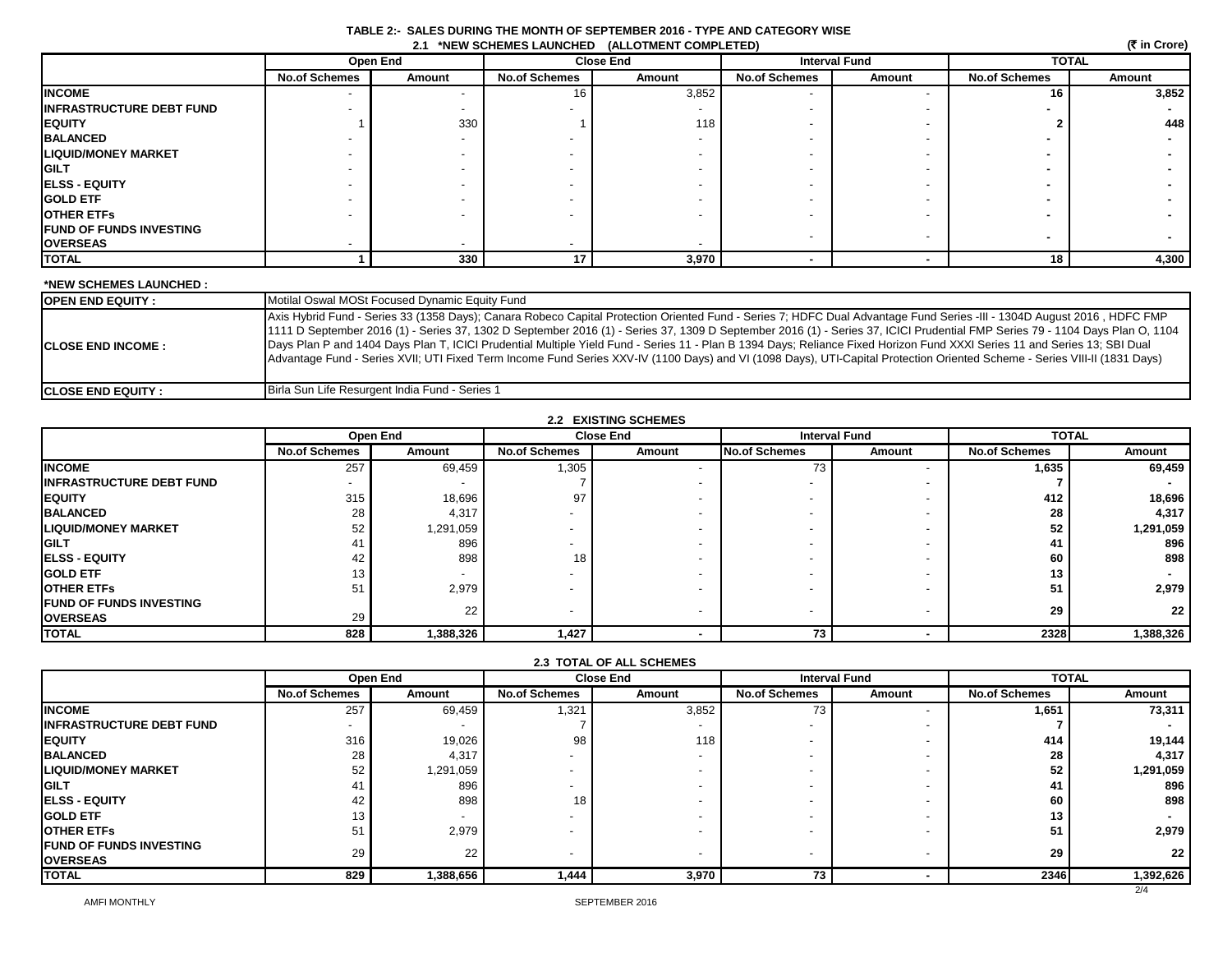**TABLE 2:- SALES DURING THE MONTH OF SEPTEMBER 2016 - TYPE AND CATEGORY WISE**

**2.1 *NEW SCHEMES LAUNCHED (ALLOTMENT COMPLETED)**

(₹ in Crore)

| | Open End | | Close End | | Interval Fund | | TOTAL | |
|---|---|---|---|---|---|---|---|---|
| | No.of Schemes | Amount | No.of Schemes | Amount | No.of Schemes | Amount | No.of Schemes | Amount |
| **INCOME** | - | - | 16 | 3,852 | - | - | **16** | **3,852** |
| **INFRASTRUCTURE DEBT FUND** | - | - | - | - | - | - | **-** | **-** |
| **EQUITY** | 1 | 330 | 1 | 118 | - | - | **2** | **448** |
| **BALANCED** | - | - | - | - | - | - | **-** | **-** |
| **LIQUID/MONEY MARKET** | - | - | - | - | - | - | **-** | **-** |
| **GILT** | - | - | - | - | - | - | **-** | **-** |
| **ELSS - EQUITY** | - | - | - | - | - | - | **-** | **-** |
| **GOLD ETF** | - | - | - | - | - | - | **-** | **-** |
| **OTHER ETFs** | - | - | - | - | - | - | **-** | **-** |
| **FUND OF FUNDS INVESTING OVERSEAS** | - | - | - | - | - | - | **-** | **-** |
| **TOTAL** | **1** | **330** | **17** | **3,970** | **-** | **-** | **18** | **4,300** |

**\*NEW SCHEMES LAUNCHED :**

| | |
|---|---|
| **OPEN END EQUITY :** | Motilal Oswal MOSt Focused Dynamic Equity Fund |
| **CLOSE END INCOME :** | Axis Hybrid Fund - Series 33 (1358 Days); Canara Robeco Capital Protection Oriented Fund - Series 7; HDFC Dual Advantage Fund Series -III - 1304D August 2016 , HDFC FMP 1111 D September 2016 (1) - Series 37, 1302 D September 2016 (1) - Series 37, 1309 D September 2016 (1) - Series 37, ICICI Prudential FMP Series 79 - 1104 Days Plan O, 1104 Days Plan P and 1404 Days Plan T, ICICI Prudential Multiple Yield Fund - Series 11 - Plan B 1394 Days; Reliance Fixed Horizon Fund XXXI Series 11 and Series 13; SBI Dual Advantage Fund - Series XVII; UTI Fixed Term Income Fund Series XXV-IV (1100 Days) and VI (1098 Days), UTI-Capital Protection Oriented Scheme - Series VIII-II (1831 Days) |
| **CLOSE END EQUITY :** | Birla Sun Life Resurgent India Fund - Series 1 |

**2.2 EXISTING SCHEMES**

| | Open End | | Close End | | Interval Fund | | TOTAL | |
|---|---|---|---|---|---|---|---|---|
| | No.of Schemes | Amount | No.of Schemes | Amount | No.of Schemes | Amount | No.of Schemes | Amount |
| **INCOME** | 257 | 69,459 | 1,305 | - | 73 | - | **1,635** | **69,459** |
| **INFRASTRUCTURE DEBT FUND** | - | - | 7 | - | - | - | **7** | **-** |
| **EQUITY** | 315 | 18,696 | 97 | - | - | - | **412** | **18,696** |
| **BALANCED** | 28 | 4,317 | - | - | - | - | **28** | **4,317** |
| **LIQUID/MONEY MARKET** | 52 | 1,291,059 | - | - | - | - | **52** | **1,291,059** |
| **GILT** | 41 | 896 | - | - | - | - | **41** | **896** |
| **ELSS - EQUITY** | 42 | 898 | 18 | - | - | - | **60** | **898** |
| **GOLD ETF** | 13 | - | - | - | - | - | **13** | **-** |
| **OTHER ETFs** | 51 | 2,979 | - | - | - | - | **51** | **2,979** |
| **FUND OF FUNDS INVESTING OVERSEAS** | 29 | 22 | - | - | - | - | **29** | **22** |
| **TOTAL** | **828** | **1,388,326** | **1,427** | **-** | **73** | **-** | **2328** | **1,388,326** |

**2.3 TOTAL OF ALL SCHEMES**

| | Open End | | Close End | | Interval Fund | | TOTAL | |
|---|---|---|---|---|---|---|---|---|
| | No.of Schemes | Amount | No.of Schemes | Amount | No.of Schemes | Amount | No.of Schemes | Amount |
| **INCOME** | 257 | 69,459 | 1,321 | 3,852 | 73 | - | **1,651** | **73,311** |
| **INFRASTRUCTURE DEBT FUND** | - | - | 7 | - | - | - | **7** | **-** |
| **EQUITY** | 316 | 19,026 | 98 | 118 | - | - | **414** | **19,144** |
| **BALANCED** | 28 | 4,317 | - | - | - | - | **28** | **4,317** |
| **LIQUID/MONEY MARKET** | 52 | 1,291,059 | - | - | - | - | **52** | **1,291,059** |
| **GILT** | 41 | 896 | - | - | - | - | **41** | **896** |
| **ELSS - EQUITY** | 42 | 898 | 18 | - | - | - | **60** | **898** |
| **GOLD ETF** | 13 | - | - | - | - | - | **13** | **-** |
| **OTHER ETFs** | 51 | 2,979 | - | - | - | - | **51** | **2,979** |
| **FUND OF FUNDS INVESTING OVERSEAS** | 29 | 22 | - | - | - | - | **29** | **22** |
| **TOTAL** | **829** | **1,388,656** | **1,444** | **3,970** | **73** | **-** | **2346** | **1,392,626** |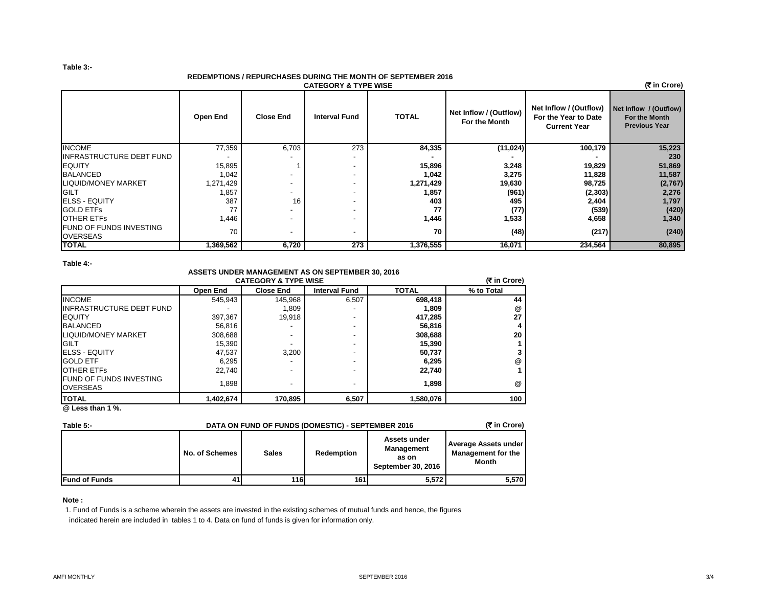**Table 3:-**

**REDEMPTIONS / REPURCHASES DURING THE MONTH OF SEPTEMBER 2016**
**CATEGORY & TYPE WISE**

**(₹ in Crore)**

| | Open End | Close End | Interval Fund | TOTAL | Net Inflow / (Outflow) For the Month | Net Inflow / (Outflow) For the Year to Date Current Year | Net Inflow / (Outflow) For the Month Previous Year |
|---|---|---|---|---|---|---|---|
| INCOME | 77,359 | 6,703 | 273 | **84,335** | **(11,024)** | **100,179** | **15,223** |
| INFRASTRUCTURE DEBT FUND | - | - | - | **-** | **-** | **-** | **230** |
| EQUITY | 15,895 | 1 | - | **15,896** | **3,248** | **19,829** | **51,869** |
| BALANCED | 1,042 | - | - | **1,042** | **3,275** | **11,828** | **11,587** |
| LIQUID/MONEY MARKET | 1,271,429 | - | - | **1,271,429** | **19,630** | **98,725** | **(2,767)** |
| GILT | 1,857 | - | - | **1,857** | **(961)** | **(2,303)** | **2,276** |
| ELSS - EQUITY | 387 | 16 | - | **403** | **495** | **2,404** | **1,797** |
| GOLD ETFs | 77 | - | - | **77** | **(77)** | **(539)** | **(420)** |
| OTHER ETFs | 1,446 | - | - | **1,446** | **1,533** | **4,658** | **1,340** |
| FUND OF FUNDS INVESTING OVERSEAS | 70 | - | - | **70** | **(48)** | **(217)** | **(240)** |
| **TOTAL** | **1,369,562** | **6,720** | **273** | **1,376,555** | **16,071** | **234,564** | **80,895** |

**Table 4:-**

**ASSETS UNDER MANAGEMENT AS ON SEPTEMBER 30, 2016**
**CATEGORY & TYPE WISE**

**(₹ in Crore)**

| | Open End | Close End | Interval Fund | TOTAL | % to Total |
|---|---|---|---|---|---|
| INCOME | 545,943 | 145,968 | 6,507 | **698,418** | **44** |
| INFRASTRUCTURE DEBT FUND | - | 1,809 | - | **1,809** | **@** |
| EQUITY | 397,367 | 19,918 | - | **417,285** | **27** |
| BALANCED | 56,816 | - | - | **56,816** | **4** |
| LIQUID/MONEY MARKET | 308,688 | - | - | **308,688** | **20** |
| GILT | 15,390 | - | - | **15,390** | **1** |
| ELSS - EQUITY | 47,537 | 3,200 | - | **50,737** | **3** |
| GOLD ETF | 6,295 | - | - | **6,295** | **@** |
| OTHER ETFs | 22,740 | - | - | **22,740** | **1** |
| FUND OF FUNDS INVESTING OVERSEAS | 1,898 | - | - | **1,898** | **@** |
| **TOTAL** | **1,402,674** | **170,895** | **6,507** | **1,580,076** | **100** |

**@ Less than 1 %.**

**Table 5:-**

**DATA ON FUND OF FUNDS (DOMESTIC) - SEPTEMBER 2016**

**(₹ in Crore)**

| | No. of Schemes | Sales | Redemption | Assets under Management as on September 30, 2016 | Average Assets under Management for the Month |
|---|---|---|---|---|---|
| **Fund of Funds** | **41** | **116** | **161** | **5,572** | **5,570** |

**Note :**

1. Fund of Funds is a scheme wherein the assets are invested in the existing schemes of mutual funds and hence, the figures indicated herein are included in tables 1 to 4. Data on fund of funds is given for information only.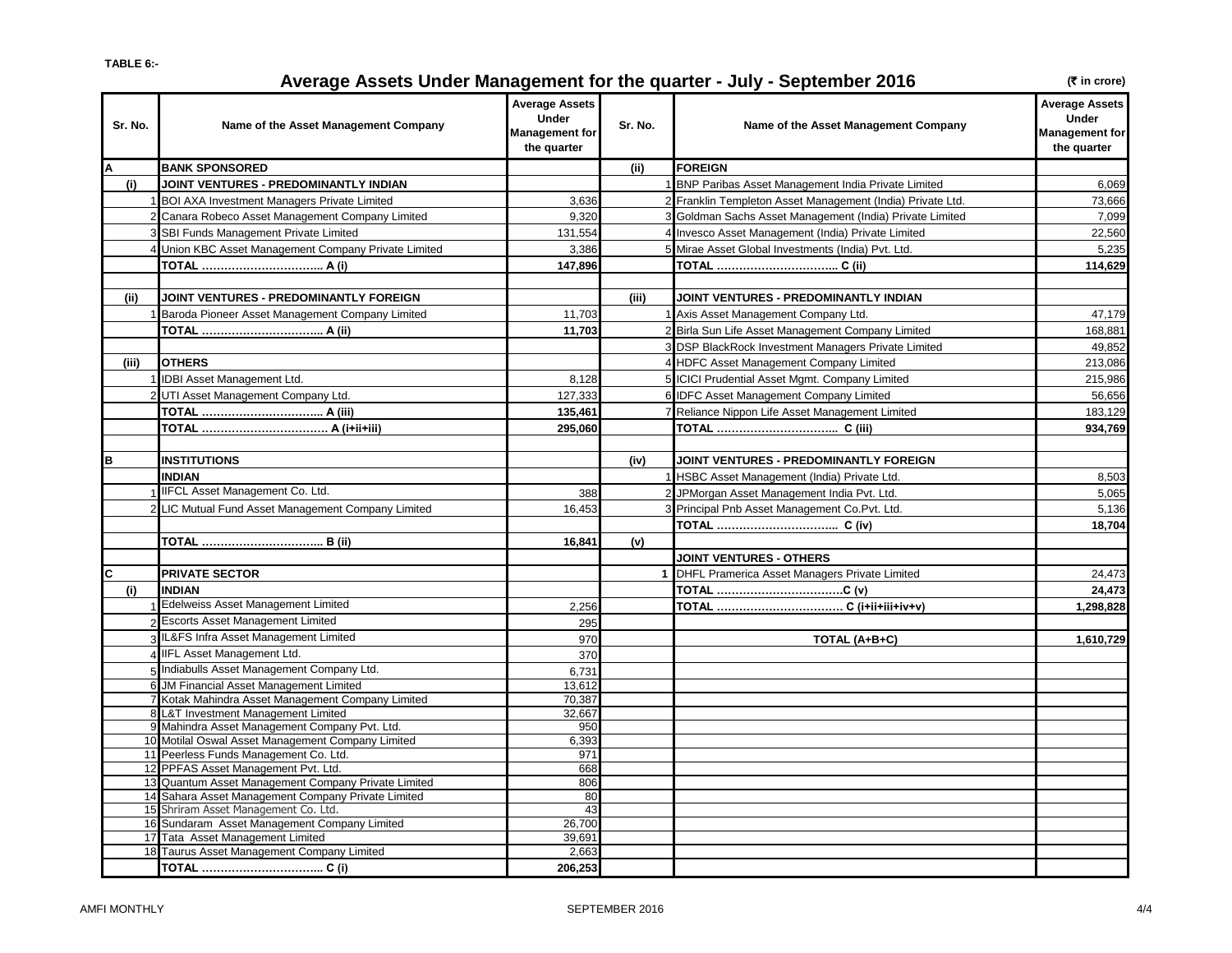TABLE 6:-

## Average Assets Under Management for the quarter - July - September 2016

(₹ in crore)

| Sr. No. | Name of the Asset Management Company | Average Assets Under Management for the quarter | Sr. No. | Name of the Asset Management Company | Average Assets Under Management for the quarter |
|---|---|---|---|---|---|
| **A** | **BANK SPONSORED** | | **(ii)** | **FOREIGN** | |
| **(i)** | **JOINT VENTURES - PREDOMINANTLY INDIAN** | | 1 | BNP Paribas Asset Management India Private Limited | 6,069 |
| 1 | BOI AXA Investment Managers Private Limited | 3,636 | 2 | Franklin Templeton Asset Management (India) Private Ltd. | 73,666 |
| 2 | Canara Robeco Asset Management Company Limited | 9,320 | 3 | Goldman Sachs Asset Management (India) Private Limited | 7,099 |
| 3 | SBI Funds Management Private Limited | 131,554 | 4 | Invesco Asset Management (India) Private Limited | 22,560 |
| 4 | Union KBC Asset Management Company Private Limited | 3,386 | 5 | Mirae Asset Global Investments (India) Pvt. Ltd. | 5,235 |
| | **TOTAL ………………………….. A (i)** | **147,896** | | **TOTAL ………………………….. C (ii)** | **114,629** |
| | | | | | |
| **(ii)** | **JOINT VENTURES - PREDOMINANTLY FOREIGN** | | **(iii)** | **JOINT VENTURES - PREDOMINANTLY INDIAN** | |
| 1 | Baroda Pioneer Asset Management Company Limited | 11,703 | 1 | Axis Asset Management Company Ltd. | 47,179 |
| | **TOTAL ………………………….. A (ii)** | **11,703** | 2 | Birla Sun Life Asset Management Company Limited | 168,881 |
| | | | 3 | DSP BlackRock Investment Managers Private Limited | 49,852 |
| **(iii)** | **OTHERS** | | 4 | HDFC Asset Management Company Limited | 213,086 |
| 1 | IDBI Asset Management Ltd. | 8,128 | 5 | ICICI Prudential Asset Mgmt. Company Limited | 215,986 |
| 2 | UTI Asset Management Company Ltd. | 127,333 | 6 | IDFC Asset Management Company Limited | 56,656 |
| | **TOTAL ………………………….. A (iii)** | **135,461** | 7 | Reliance Nippon Life Asset Management Limited | 183,129 |
| | **TOTAL …………………………… A (i+ii+iii)** | **295,060** | | **TOTAL ………………………….. C (iii)** | **934,769** |
| | | | | | |
| **B** | **INSTITUTIONS** | | **(iv)** | **JOINT VENTURES - PREDOMINANTLY FOREIGN** | |
| | **INDIAN** | | 1 | HSBC Asset Management (India) Private Ltd. | 8,503 |
| 1 | IIFCL Asset Management Co. Ltd. | 388 | 2 | JPMorgan Asset Management India Pvt. Ltd. | 5,065 |
| 2 | LIC Mutual Fund Asset Management Company Limited | 16,453 | 3 | Principal Pnb Asset Management Co.Pvt. Ltd. | 5,136 |
| | | | | **TOTAL ………………………….. C (iv)** | **18,704** |
| | **TOTAL ………………………….. B (ii)** | **16,841** | **(v)** | | |
| | | | | **JOINT VENTURES - OTHERS** | |
| **C** | **PRIVATE SECTOR** | | **1** | DHFL Pramerica Asset Managers Private Limited | 24,473 |
| **(i)** | **INDIAN** | | | **TOTAL ……………………………C (v)** | **24,473** |
| 1 | Edelweiss Asset Management Limited | 2,256 | | **TOTAL ……………………………. C (i+ii+iii+iv+v)** | **1,298,828** |
| 2 | Escorts Asset Management Limited | 295 | | | |
| 3 | IL&FS Infra Asset Management Limited | 970 | | **TOTAL (A+B+C)** | **1,610,729** |
| 4 | IIFL Asset Management Ltd. | 370 | | | |
| 5 | Indiabulls Asset Management Company Ltd. | 6,731 | | | |
| 6 | JM Financial Asset Management Limited | 13,612 | | | |
| 7 | Kotak Mahindra Asset Management Company Limited | 70,387 | | | |
| 8 | L&T Investment Management Limited | 32,667 | | | |
| 9 | Mahindra Asset Management Company Pvt. Ltd. | 950 | | | |
| 10 | Motilal Oswal Asset Management Company Limited | 6,393 | | | |
| 11 | Peerless Funds Management Co. Ltd. | 971 | | | |
| 12 | PPFAS Asset Management Pvt. Ltd. | 668 | | | |
| 13 | Quantum Asset Management Company Private Limited | 806 | | | |
| 14 | Sahara Asset Management Company Private Limited | 80 | | | |
| 15 | Shriram Asset Management Co. Ltd. | 43 | | | |
| 16 | Sundaram Asset Management Company Limited | 26,700 | | | |
| 17 | Tata Asset Management Limited | 39,691 | | | |
| 18 | Taurus Asset Management Company Limited | 2,663 | | | |
| | **TOTAL ………………………….. C (i)** | **206,253** | | | |